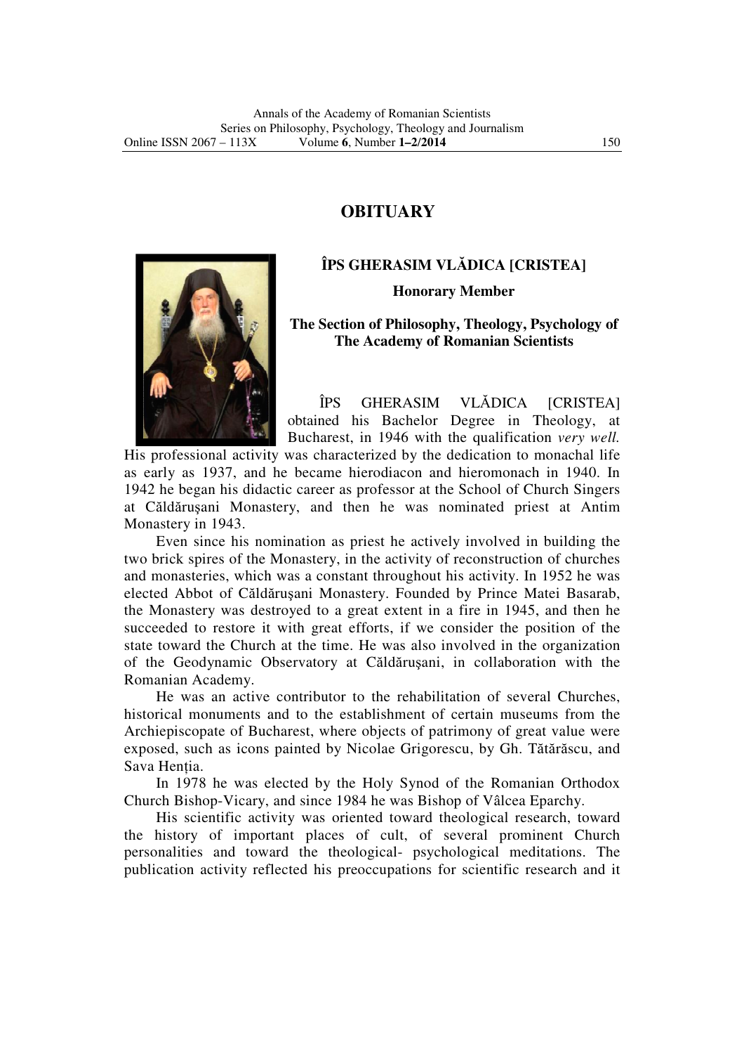# OBITUARY

## ÎPS GHERASIM VLĂDICA [CRISTEA]

**Honorary Member**

**The Section of Philosophy, Theology, Psychology of The Academy of Romanian Scientists**

ÎPS GHERASIM VLĂDICA [CRISTEA] obtained his Bachelor Degree in Theology, at Bucharest, in 1946 with the qualification *very well.* His professional activity was characterized by the dedication to monachal life as early as 1937, and he became hierodiacon and hieromonach in 1940. In 1942 he began his didactic career as professor at the School of Church Singers at Căldăruşani Monastery, and then he was nominated priest at Antim Monastery in 1943.

Even since his nomination as priest he actively involved in building the two brick spires of the Monastery, in the activity of reconstruction of churches and monasteries, which was a constant throughout his activity. In 1952 he was elected Abbot of Căldăruşani Monastery. Founded by Prince Matei Basarab, the Monastery was destroyed to a great extent in a fire in 1945, and then he succeeded to restore it with great efforts, if we consider the position of the state toward the Church at the time. He was also involved in the organization of the Geodynamic Observatory at Căldăruşani, in collaboration with the Romanian Academy.

He was an active contributor to the rehabilitation of several Churches, historical monuments and to the establishment of certain museums from the Archiepiscopate of Bucharest, where objects of patrimony of great value were exposed, such as icons painted by Nicolae Grigorescu, by Gh. Tătărăscu, and Sava Henţia.

In 1978 he was elected by the Holy Synod of the Romanian Orthodox Church Bishop-Vicary, and since 1984 he was Bishop of Vâlcea Eparchy.

His scientific activity was oriented toward theological research, toward the history of important places of cult, of several prominent Church personalities and toward the theological- psychological meditations. The publication activity reflected his preoccupations for scientific research and it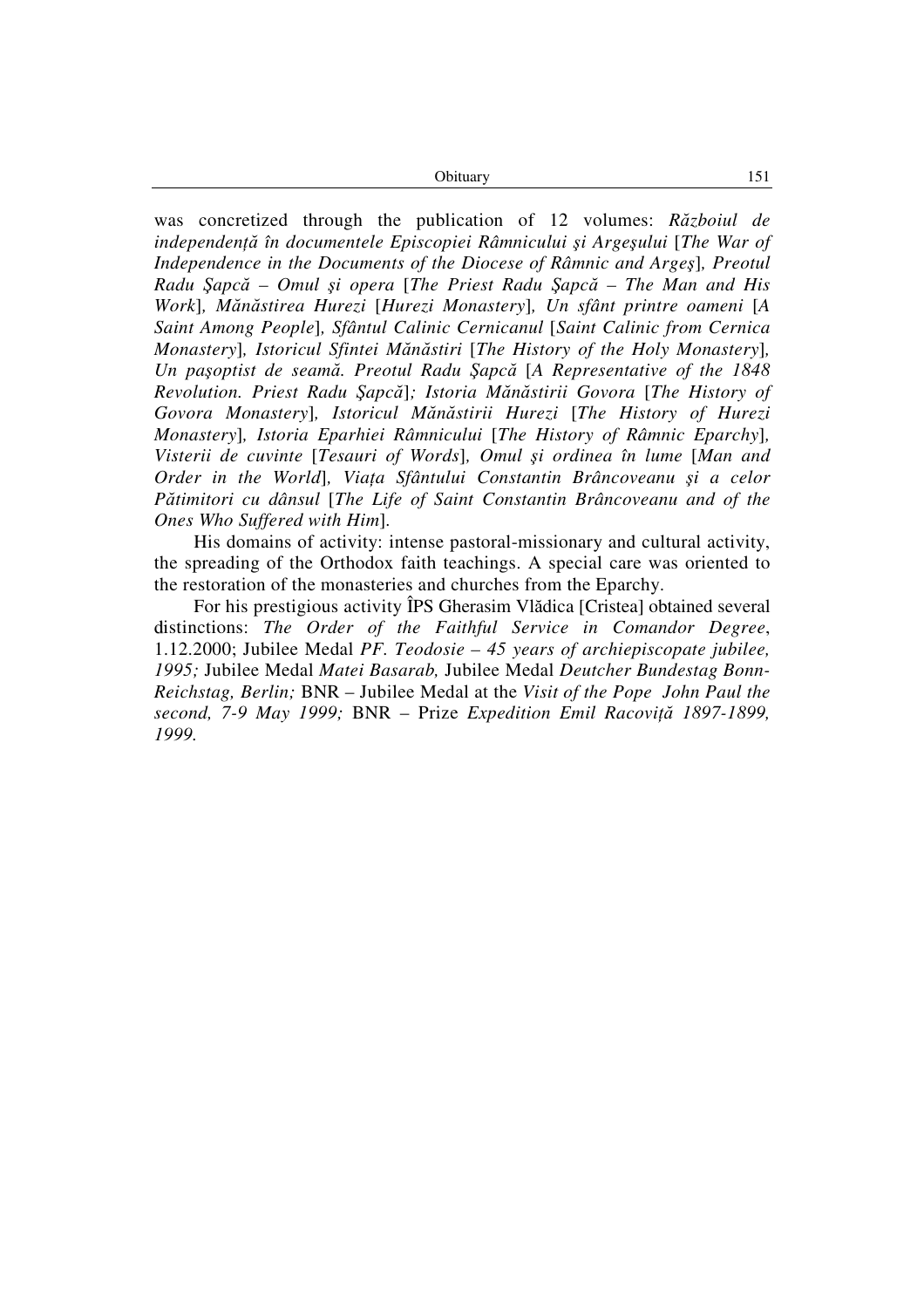was concretized through the publication of 12 volumes: *Războiul de independență în documentele Episcopiei Râmnicului și Argeșului* [*The War of Independence in the Documents of the Diocese of Râmnic and Argeș*], *Preotul Radu Șapcă – Omul și opera* [*The Priest Radu Șapcă – The Man and His Work*], *Mănăstirea Hurezi* [*Hurezi Monastery*], *Un sfânt printre oameni* [*A Saint Among People*], *Sfântul Calinic Cernicanul* [*Saint Calinic from Cernica Monastery*], *Istoricul Sfintei Mănăstiri* [*The History of the Holy Monastery*], *Un pașoptist de seamă. Preotul Radu Șapcă* [*A Representative of the 1848 Revolution. Priest Radu Șapcă*]; *Istoria Mănăstirii Govora* [*The History of Govora Monastery*], *Istoricul Mănăstirii Hurezi* [*The History of Hurezi Monastery*], *Istoria Eparhiei Râmnicului* [*The History of Râmnic Eparchy*], *Visterii de cuvinte* [*Tesauri of Words*], *Omul și ordinea în lume* [*Man and Order in the World*], *Viața Sfântului Constantin Brâncoveanu și a celor Pătimitori cu dânsul* [*The Life of Saint Constantin Brâncoveanu and of the Ones Who Suffered with Him*].

His domains of activity: intense pastoral-missionary and cultural activity, the spreading of the Orthodox faith teachings. A special care was oriented to the restoration of the monasteries and churches from the Eparchy.

For his prestigious activity ÎPS Gherasim Vlădica [Cristea] obtained several distinctions: *The Order of the Faithful Service in Comandor Degree*, 1.12.2000; Jubilee Medal *PF. Teodosie – 45 years of archiepiscopate jubilee, 1995;* Jubilee Medal *Matei Basarab,* Jubilee Medal *Deutcher Bundestag Bonn-Reichstag, Berlin;* BNR – Jubilee Medal at the *Visit of the Pope John Paul the second, 7-9 May 1999;* BNR – Prize *Expedition Emil Racoviță 1897-1899, 1999.*